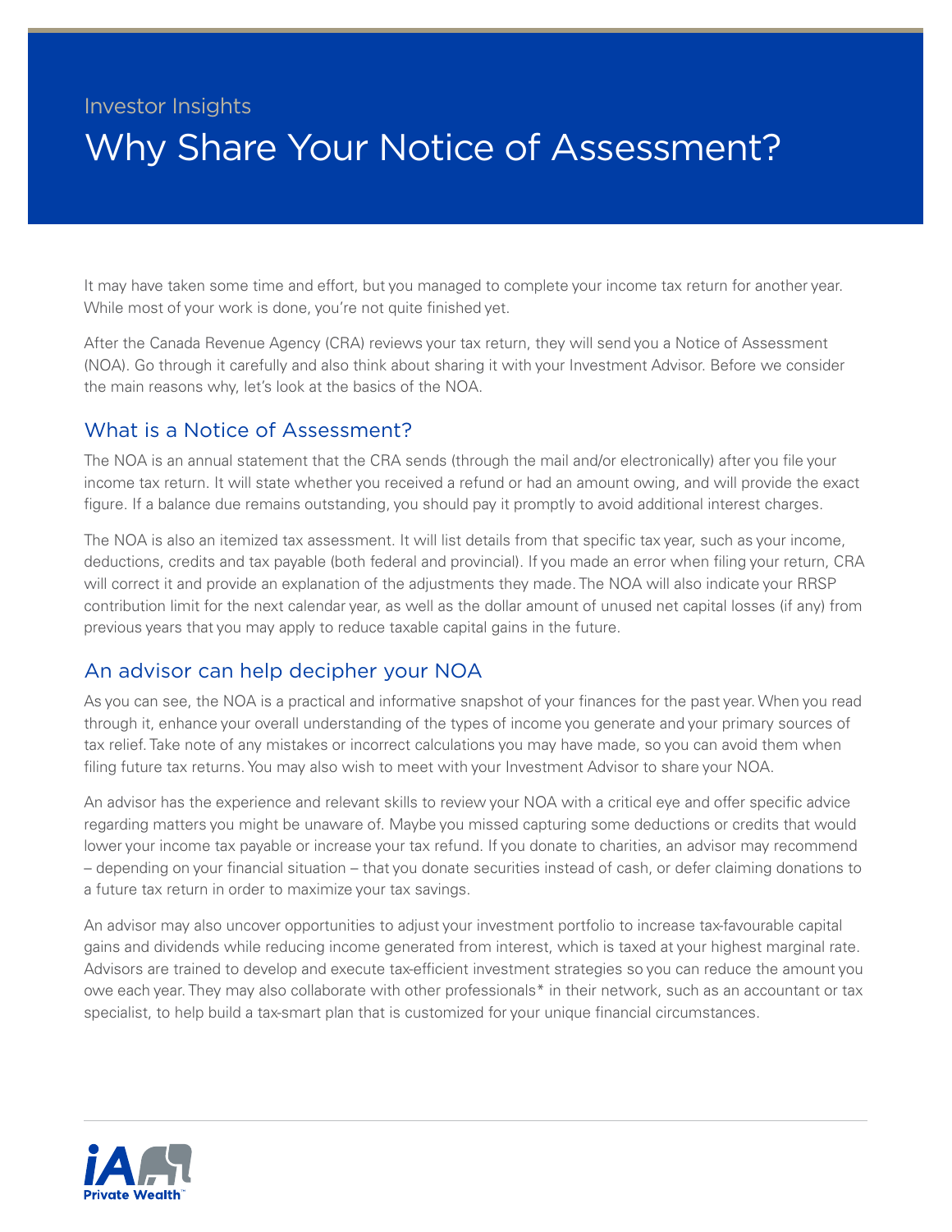Investor Insights

# Why Share Your Notice of Assessment?

It may have taken some time and effort, but you managed to complete your income tax return for another year. While most of your work is done, you're not quite finished yet.

After the Canada Revenue Agency (CRA) reviews your tax return, they will send you a Notice of Assessment (NOA). Go through it carefully and also think about sharing it with your Investment Advisor. Before we consider the main reasons why, let's look at the basics of the NOA.

## What is a Notice of Assessment?

The NOA is an annual statement that the CRA sends (through the mail and/or electronically) after you file your income tax return. It will state whether you received a refund or had an amount owing, and will provide the exact figure. If a balance due remains outstanding, you should pay it promptly to avoid additional interest charges.

The NOA is also an itemized tax assessment. It will list details from that specific tax year, such as your income, deductions, credits and tax payable (both federal and provincial). If you made an error when filing your return, CRA will correct it and provide an explanation of the adjustments they made. The NOA will also indicate your RRSP contribution limit for the next calendar year, as well as the dollar amount of unused net capital losses (if any) from previous years that you may apply to reduce taxable capital gains in the future.

## An advisor can help decipher your NOA

As you can see, the NOA is a practical and informative snapshot of your finances for the past year. When you read through it, enhance your overall understanding of the types of income you generate and your primary sources of tax relief. Take note of any mistakes or incorrect calculations you may have made, so you can avoid them when filing future tax returns. You may also wish to meet with your Investment Advisor to share your NOA.

An advisor has the experience and relevant skills to review your NOA with a critical eye and offer specific advice regarding matters you might be unaware of. Maybe you missed capturing some deductions or credits that would lower your income tax payable or increase your tax refund. If you donate to charities, an advisor may recommend – depending on your financial situation – that you donate securities instead of cash, or defer claiming donations to a future tax return in order to maximize your tax savings.

An advisor may also uncover opportunities to adjust your investment portfolio to increase tax-favourable capital gains and dividends while reducing income generated from interest, which is taxed at your highest marginal rate. Advisors are trained to develop and execute tax-efficient investment strategies so you can reduce the amount you owe each year. They may also collaborate with other professionals* in their network, such as an accountant or tax specialist, to help build a tax-smart plan that is customized for your unique financial circumstances.

iA Private Wealth™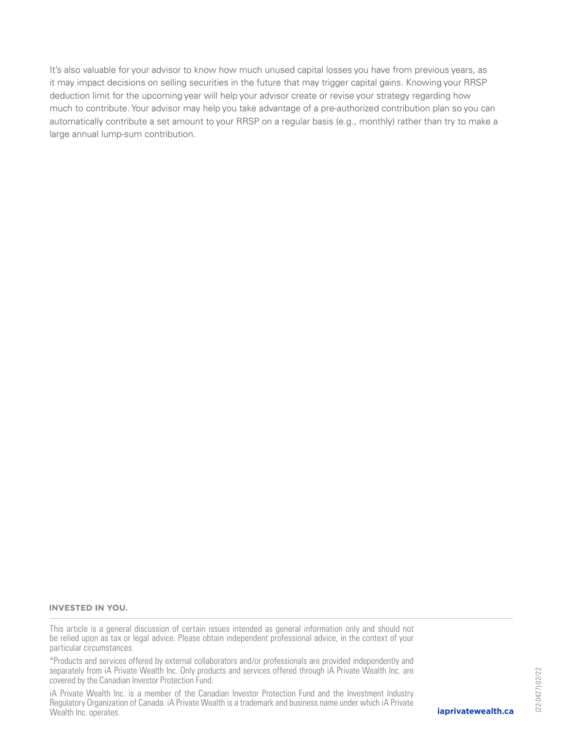It's also valuable for your advisor to know how much unused capital losses you have from previous years, as it may impact decisions on selling securities in the future that may trigger capital gains. Knowing your RRSP deduction limit for the upcoming year will help your advisor create or revise your strategy regarding how much to contribute. Your advisor may help you take advantage of a pre-authorized contribution plan so you can automatically contribute a set amount to your RRSP on a regular basis (e.g., monthly) rather than try to make a large annual lump-sum contribution.

**INVESTED IN YOU.**

This article is a general discussion of certain issues intended as general information only and should not be relied upon as tax or legal advice. Please obtain independent professional advice, in the context of your particular circumstances.

*Products and services offered by external collaborators and/or professionals are provided independently and separately from iA Private Wealth Inc. Only products and services offered through iA Private Wealth Inc. are covered by the Canadian Investor Protection Fund.

iA Private Wealth Inc. is a member of the Canadian Investor Protection Fund and the Investment Industry Regulatory Organization of Canada. iA Private Wealth is a trademark and business name under which iA Private Wealth Inc. operates.

**iaprivatewealth.ca**

(22-0427) 02/22